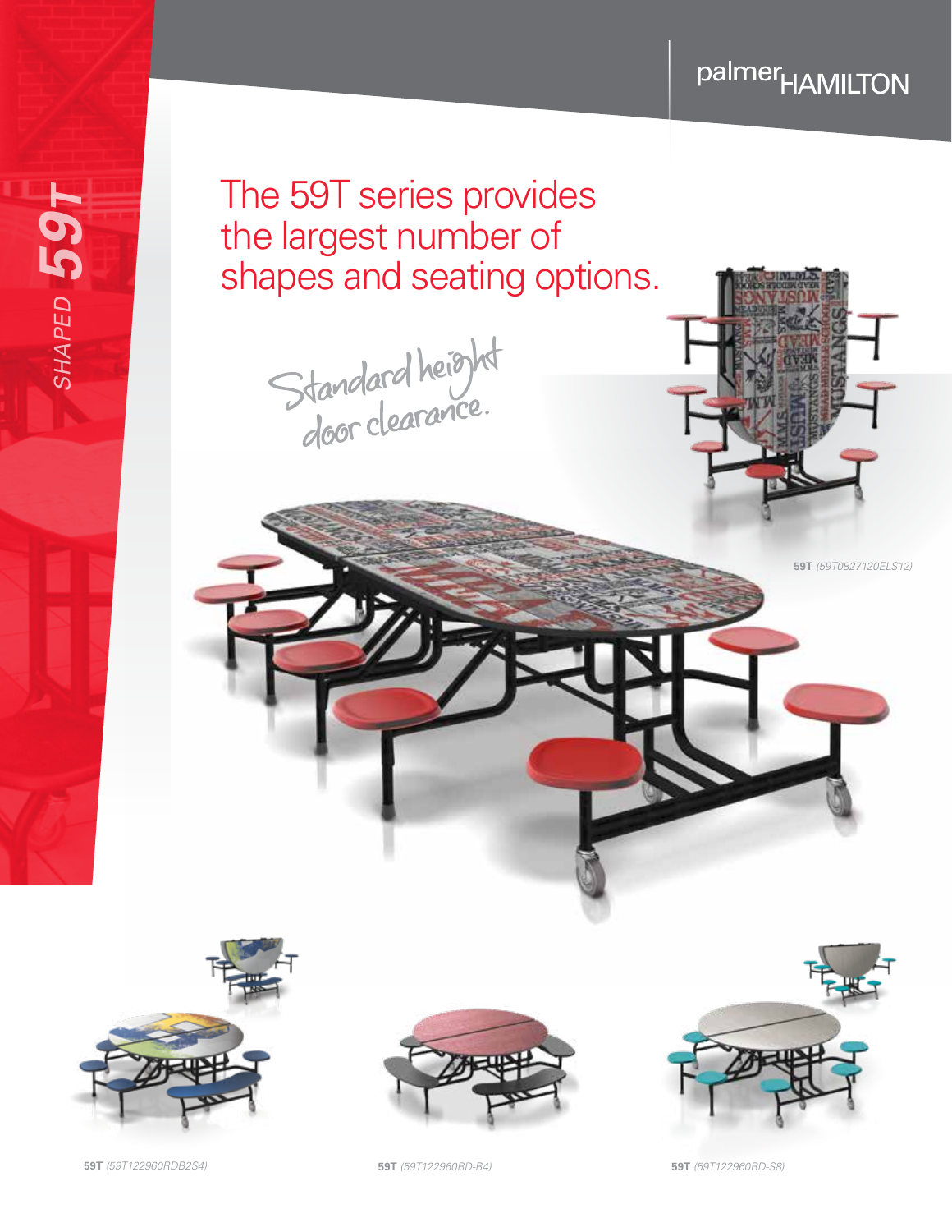palmerHAMILTON

SHAPED **59T**

# The 59T series provides the largest number of shapes and seating options.

*Standard height door clearance.*

**59T** *(59T0827120ELS12)*

**59T** *(59T122960RDB2S4)*

**59T** *(59T122960RD-B4)*

**59T** *(59T122960RD-S8)*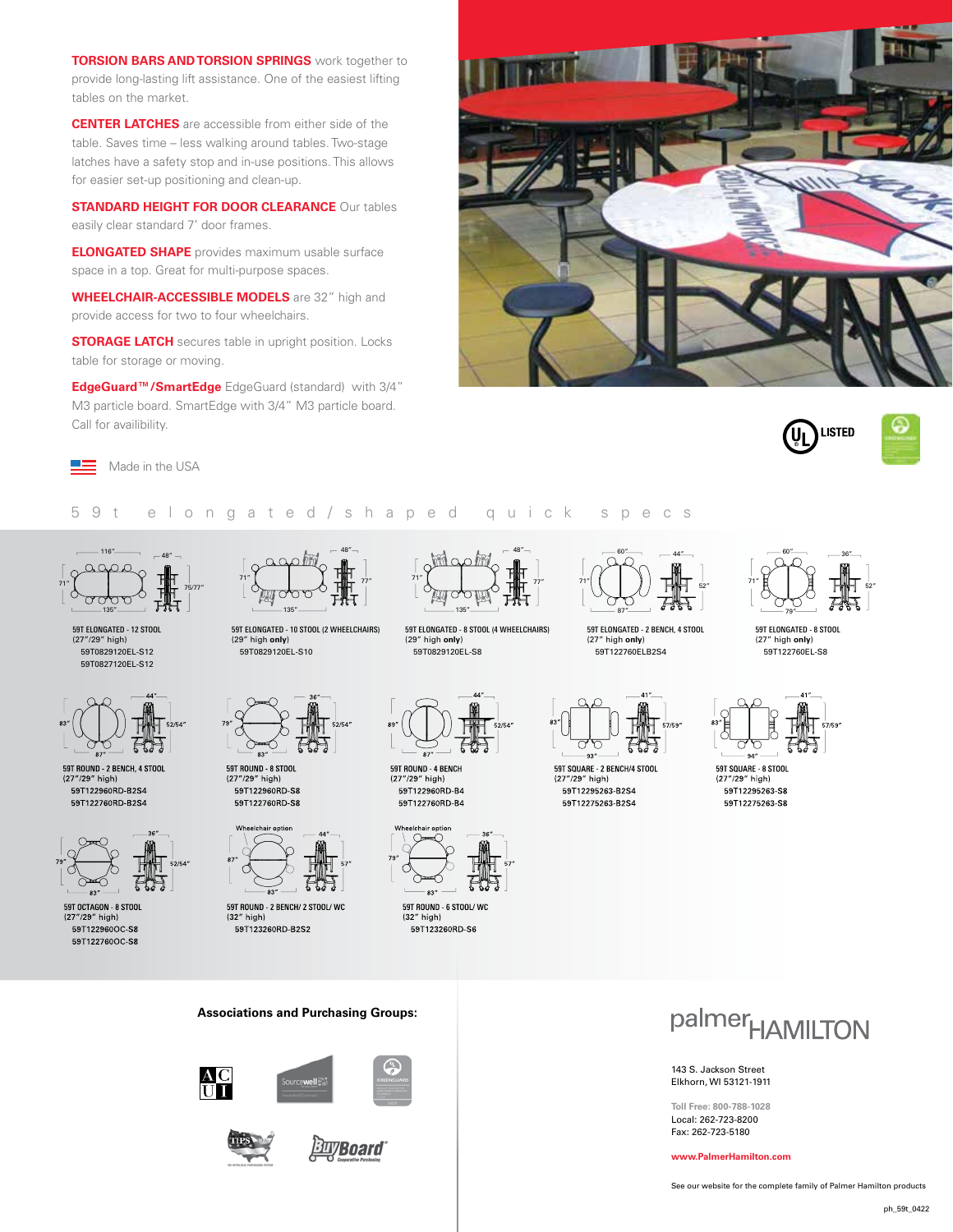**TORSION BARS AND TORSION SPRINGS** work together to provide long-lasting lift assistance. One of the easiest lifting tables on the market.

**CENTER LATCHES** are accessible from either side of the table. Saves time – less walking around tables. Two-stage latches have a safety stop and in-use positions. This allows for easier set-up positioning and clean-up.

**STANDARD HEIGHT FOR DOOR CLEARANCE** Our tables easily clear standard 7′ door frames.

**ELONGATED SHAPE** provides maximum usable surface space in a top. Great for multi-purpose spaces.

**WHEELCHAIR-ACCESSIBLE MODELS** are 32″ high and provide access for two to four wheelchairs.

**STORAGE LATCH** secures table in upright position. Locks table for storage or moving.

**EdgeGuard™ /SmartEdge** EdgeGuard (standard) with 3/4″ M3 particle board. SmartEdge with 3/4″ M3 particle board. Call for availibility.

Made in the USA

LISTED

## 59t elongated/shaped quick specs

116″ 48″ 71″ 75/77″ 135″

59T ELONGATED - 12 STOOL
(27″/29″ high)
59T0829120EL-S12
59T0827120EL-S12

48″ 71″ 77″ 135″

59T ELONGATED - 10 STOOL (2 WHEELCHAIRS)
(29″ high **only**)
59T0829120EL-S10

48″ 71″ 77″ 135″

59T ELONGATED - 8 STOOL (4 WHEELCHAIRS)
(29″ high **only**)
59T0829120EL-S8

60″ 44″ 71″ 52″ 87″

59T ELONGATED - 2 BENCH, 4 STOOL
(27″ high **only**)
59T122760ELB2S4

60″ 36″ 71″ 52″ 79″

59T ELONGATED - 8 STOOL
(27″ high **only**)
59T122760EL-S8

44″ 83″ 52/54″ 87″

59T ROUND - 2 BENCH, 4 STOOL
(27″/29″ high)
59T122960RD-B2S4
59T122760RD-B2S4

36″ 79″ 52/54″ 83″

59T ROUND - 8 STOOL
(27″/29″ high)
59T122960RD-S8
59T122760RD-S8

44″ 89″ 52/54″ 87″

59T ROUND - 4 BENCH
(27″/29″ high)
59T122960RD-B4
59T122760RD-B4

41″ 83″ 57/59″ 93″

59T SQUARE - 2 BENCH/4 STOOL
(27″/29″ high)
59T12295263-B2S4
59T12275263-B2S4

41″ 83″ 57/59″ 94″

59T SQUARE - 8 STOOL
(27″/29″ high)
59T12295263-S8
59T12275263-S8

36″ 79″ 52/54″ 83″

59T OCTAGON - 8 STOOL
(27″/29″ high)
59T122960OC-S8
59T122760OC-S8

Wheelchair option
44″ 87″ 57″ 83″

59T ROUND - 2 BENCH/ 2 STOOL/ WC
(32″ high)
59T123260RD-B2S2

Wheelchair option
36″ 79″ 57″ 83″

59T ROUND - 6 STOOL/ WC
(32″ high)
59T123260RD-S6

**Associations and Purchasing Groups:**

palmerHAMILTON

143 S. Jackson Street
Elkhorn, WI 53121-1911

Toll Free: 800-788-1028
Local: 262-723-8200
Fax: 262-723-5180

**www.PalmerHamilton.com**

See our website for the complete family of Palmer Hamilton products

ph_59t_0422